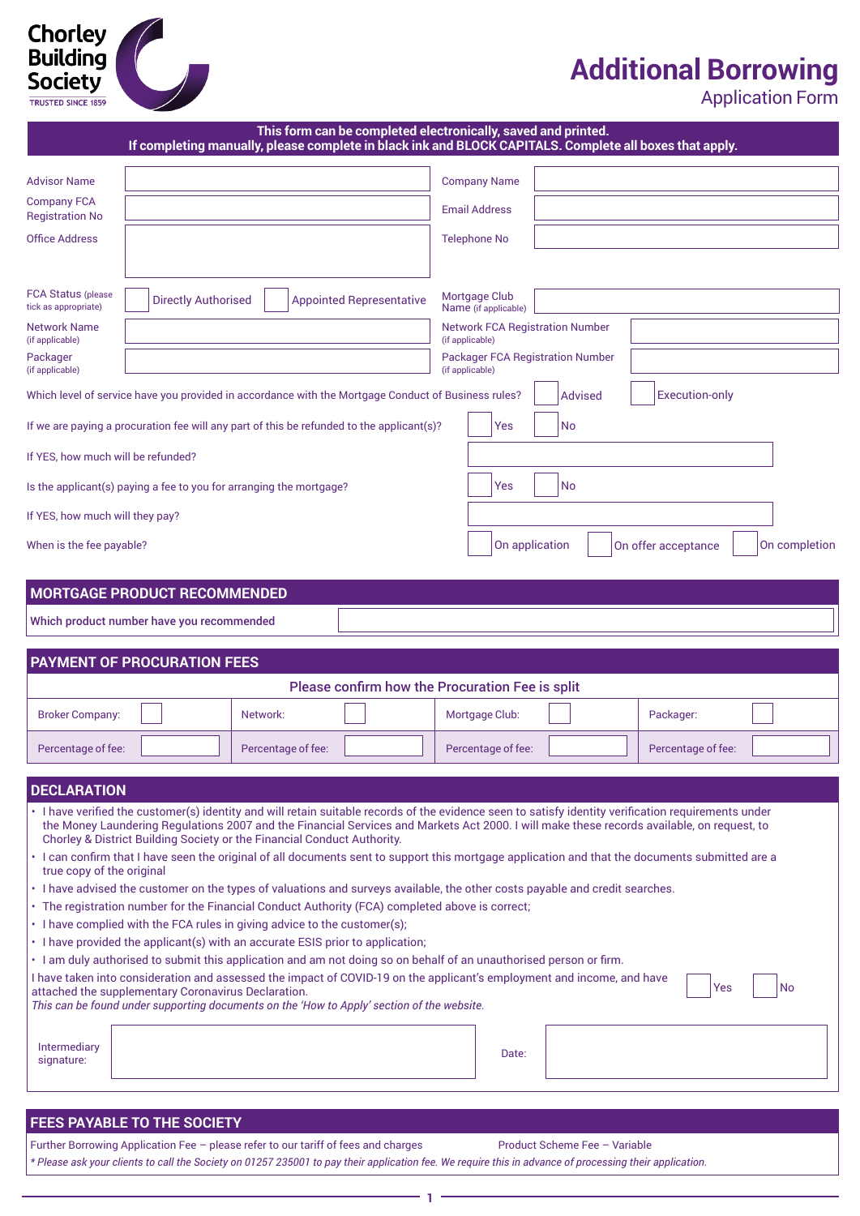Chorley Building Society
TRUSTED SINCE 1859

# Additional Borrowing

## Application Form

**This form can be completed electronically, saved and printed.**
**If completing manually, please complete in black ink and BLOCK CAPITALS. Complete all boxes that apply.**

| | | | |
|---|---|---|---|
| Advisor Name | | Company Name | |
| Company FCA Registration No | | Email Address | |
| Office Address | | Telephone No | |
| FCA Status (please tick as appropriate) | ☐ Directly Authorised ☐ Appointed Representative | Mortgage Club Name (if applicable) | |
| Network Name (if applicable) | | Network FCA Registration Number (if applicable) | |
| Packager (if applicable) | | Packager FCA Registration Number (if applicable) | |

Which level of service have you provided in accordance with the Mortgage Conduct of Business rules? ☐ Advised ☐ Execution-only

If we are paying a procuration fee will any part of this be refunded to the applicant(s)? ☐ Yes ☐ No

If YES, how much will be refunded?

Is the applicant(s) paying a fee to you for arranging the mortgage? ☐ Yes ☐ No

If YES, how much will they pay?

When is the fee payable? ☐ On application ☐ On offer acceptance ☐ On completion

## MORTGAGE PRODUCT RECOMMENDED

**Which product number have you recommended**

## PAYMENT OF PROCURATION FEES

Please confirm how the Procuration Fee is split

| Broker Company: ☐ | Network: ☐ | Mortgage Club: ☐ | Packager: ☐ |
|---|---|---|---|
| Percentage of fee: | Percentage of fee: | Percentage of fee: | Percentage of fee: |

## DECLARATION

- I have verified the customer(s) identity and will retain suitable records of the evidence seen to satisfy identity verification requirements under the Money Laundering Regulations 2007 and the Financial Services and Markets Act 2000. I will make these records available, on request, to Chorley & District Building Society or the Financial Conduct Authority.
- I can confirm that I have seen the original of all documents sent to support this mortgage application and that the documents submitted are a true copy of the original
- I have advised the customer on the types of valuations and surveys available, the other costs payable and credit searches.
- The registration number for the Financial Conduct Authority (FCA) completed above is correct;
- I have complied with the FCA rules in giving advice to the customer(s);
- I have provided the applicant(s) with an accurate ESIS prior to application;
- I am duly authorised to submit this application and am not doing so on behalf of an unauthorised person or firm.

I have taken into consideration and assessed the impact of COVID-19 on the applicant's employment and income, and have attached the supplementary Coronavirus Declaration. ☐ Yes ☐ No
*This can be found under supporting documents on the 'How to Apply' section of the website.*

| Intermediary signature: | | Date: | |
|---|---|---|---|

## FEES PAYABLE TO THE SOCIETY

Further Borrowing Application Fee – please refer to our tariff of fees and charges

Product Scheme Fee – Variable

*\* Please ask your clients to call the Society on 01257 235001 to pay their application fee. We require this in advance of processing their application.*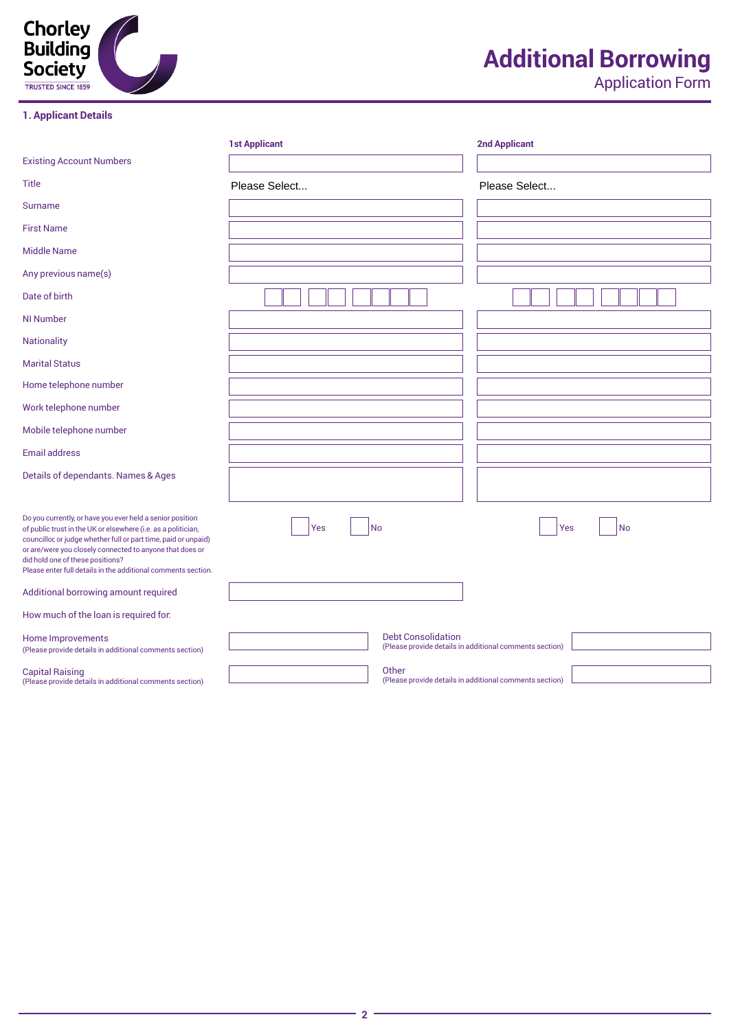Chorley Building Society
TRUSTED SINCE 1859

# Additional Borrowing
## Application Form

### 1. Applicant Details

| | 1st Applicant | 2nd Applicant |
|---|---|---|
| Existing Account Numbers | | |
| Title | Please Select... | Please Select... |
| Surname | | |
| First Name | | |
| Middle Name | | |
| Any previous name(s) | | |
| Date of birth | | |
| NI Number | | |
| Nationality | | |
| Marital Status | | |
| Home telephone number | | |
| Work telephone number | | |
| Mobile telephone number | | |
| Email address | | |
| Details of dependants. Names & Ages | | |
| Do you currently, or have you ever held a senior position of public trust in the UK or elsewhere (i.e. as a politician, councillor, or judge whether full or part time, paid or unpaid) or are/were you closely connected to anyone that does or did hold one of these positions? Please enter full details in the additional comments section. | Yes / No | Yes / No |
| Additional borrowing amount required | | |

How much of the loan is required for:

| | | | |
|---|---|---|---|
| Home Improvements (Please provide details in additional comments section) | | Debt Consolidation (Please provide details in additional comments section) | |
| Capital Raising (Please provide details in additional comments section) | | Other (Please provide details in additional comments section) | |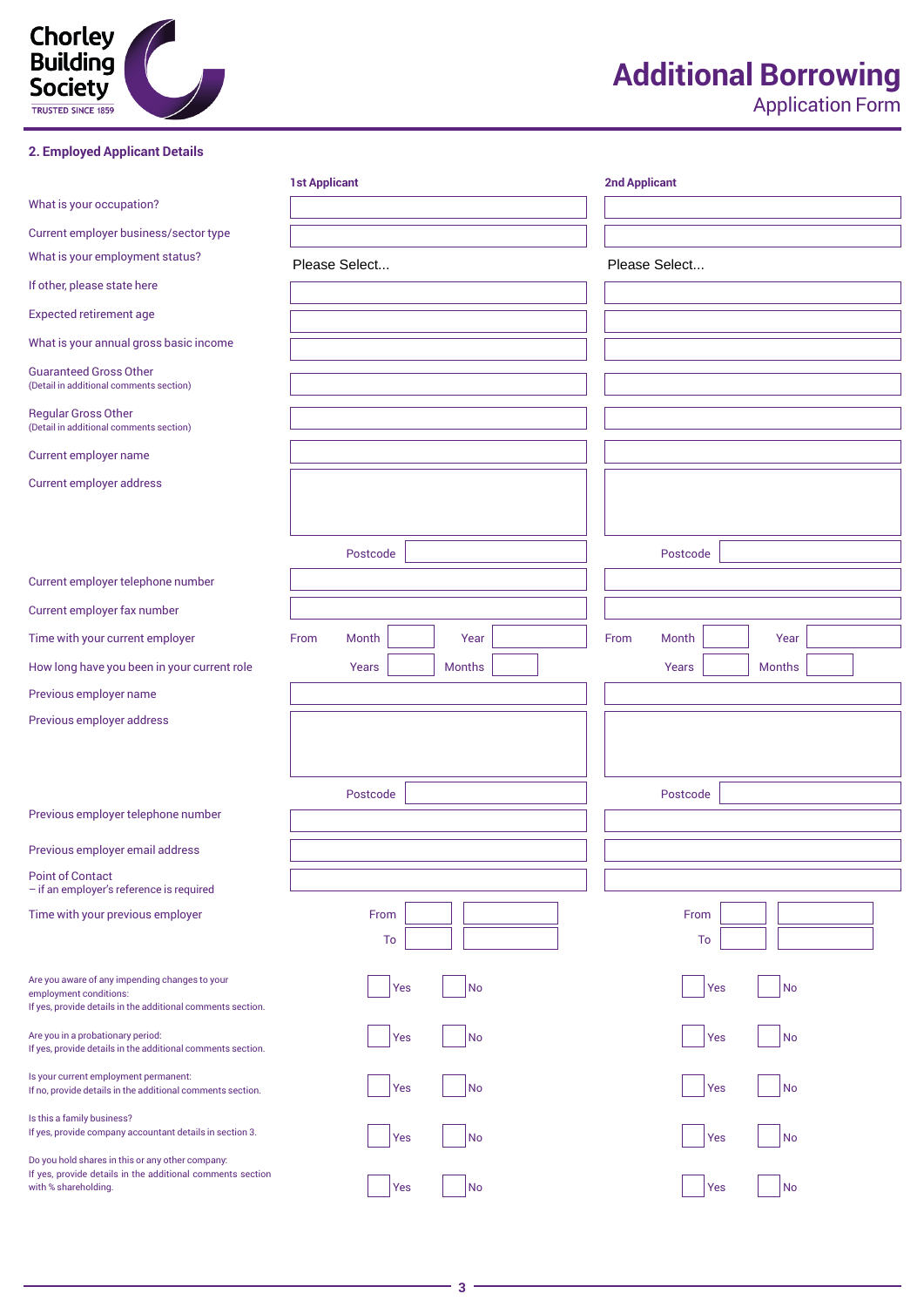# Additional Borrowing

## Application Form

### 2. Employed Applicant Details

| | 1st Applicant | 2nd Applicant |
|---|---|---|
| What is your occupation? | | |
| Current employer business/sector type | | |
| What is your employment status? | Please Select... | Please Select... |
| If other, please state here | | |
| Expected retirement age | | |
| What is your annual gross basic income | | |
| Guaranteed Gross Other (Detail in additional comments section) | | |
| Regular Gross Other (Detail in additional comments section) | | |
| Current employer name | | |
| Current employer address | | |
| | Postcode | Postcode |
| Current employer telephone number | | |
| Current employer fax number | | |
| Time with your current employer | From Month Year | From Month Year |
| How long have you been in your current role | Years Months | Years Months |
| Previous employer name | | |
| Previous employer address | | |
| | Postcode | Postcode |
| Previous employer telephone number | | |
| Previous employer email address | | |
| Point of Contact – if an employer's reference is required | | |
| Time with your previous employer | From / To | From / To |
| Are you aware of any impending changes to your employment conditions: If yes, provide details in the additional comments section. | Yes / No | Yes / No |
| Are you in a probationary period: If yes, provide details in the additional comments section. | Yes / No | Yes / No |
| Is your current employment permanent: If no, provide details in the additional comments section. | Yes / No | Yes / No |
| Is this a family business? If yes, provide company accountant details in section 3. | Yes / No | Yes / No |
| Do you hold shares in this or any other company: If yes, provide details in the additional comments section with % shareholding. | Yes / No | Yes / No |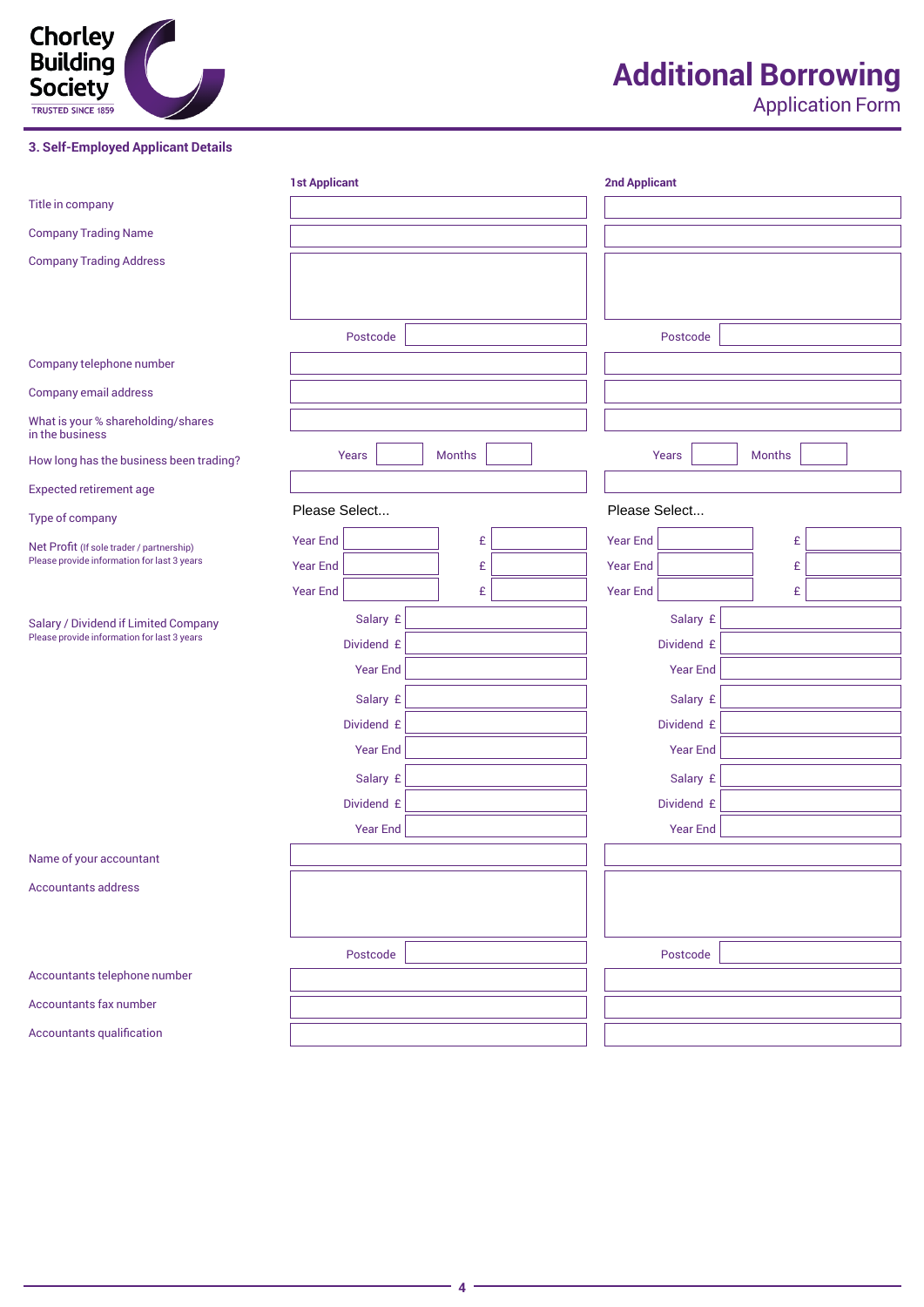Chorley Building Society
TRUSTED SINCE 1859

# Additional Borrowing
Application Form

## 3. Self-Employed Applicant Details

| | 1st Applicant | 2nd Applicant |
|---|---|---|
| Title in company | | |
| Company Trading Name | | |
| Company Trading Address | | |
| | Postcode | Postcode |
| Company telephone number | | |
| Company email address | | |
| What is your % shareholding/shares in the business | | |
| How long has the business been trading? | Years Months | Years Months |
| Expected retirement age | | |
| Type of company | Please Select... | Please Select... |
| Net Profit (If sole trader / partnership) Please provide information for last 3 years | Year End £ | Year End £ |
| | Year End £ | Year End £ |
| | Year End £ | Year End £ |
| Salary / Dividend if Limited Company Please provide information for last 3 years | Salary £ | Salary £ |
| | Dividend £ | Dividend £ |
| | Year End | Year End |
| | Salary £ | Salary £ |
| | Dividend £ | Dividend £ |
| | Year End | Year End |
| | Salary £ | Salary £ |
| | Dividend £ | Dividend £ |
| | Year End | Year End |
| Name of your accountant | | |
| Accountants address | | |
| | Postcode | Postcode |
| Accountants telephone number | | |
| Accountants fax number | | |
| Accountants qualification | | |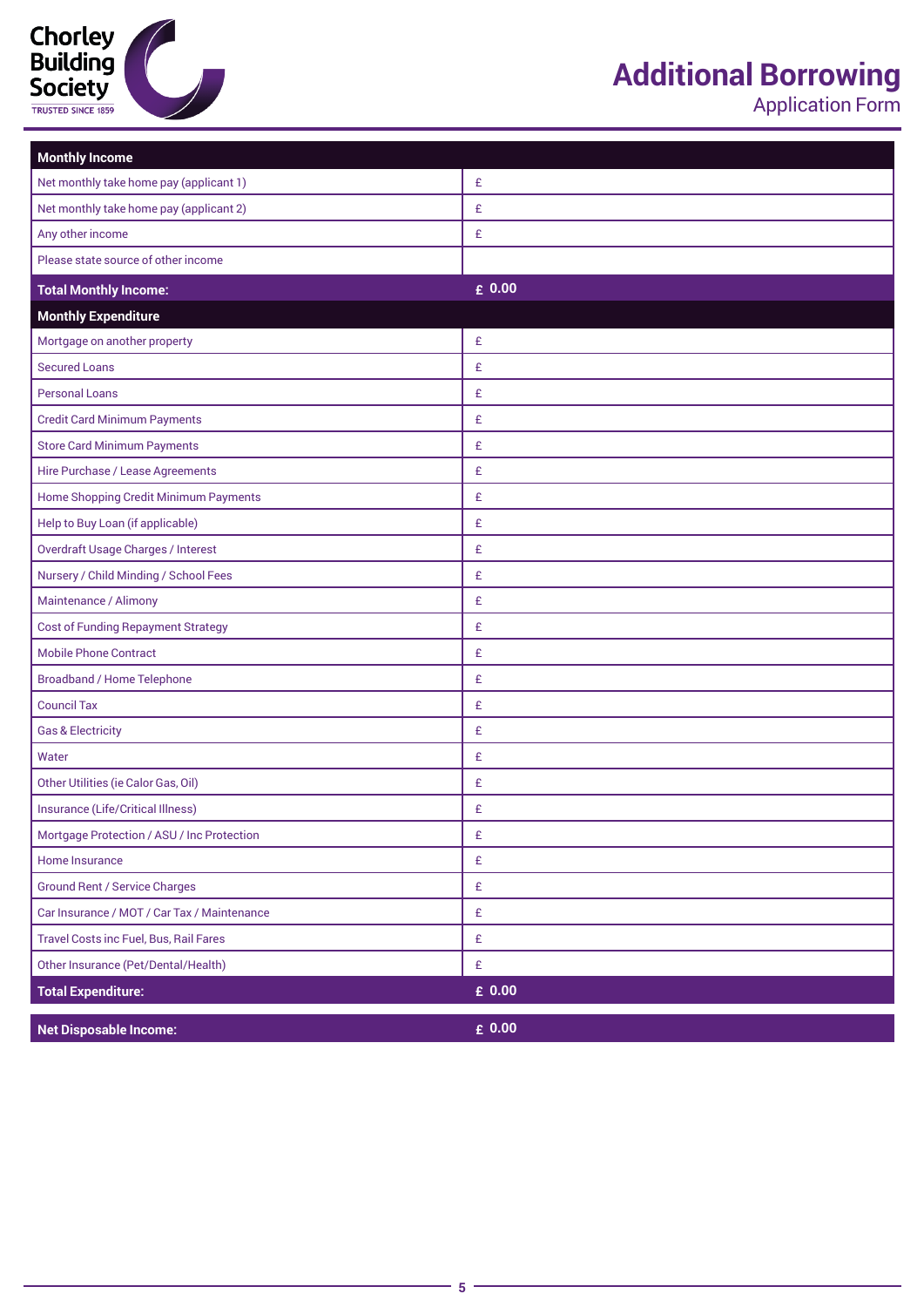# Additional Borrowing
Application Form

| Monthly Income | |
|---|---|
| Net monthly take home pay (applicant 1) | £ |
| Net monthly take home pay (applicant 2) | £ |
| Any other income | £ |
| Please state source of other income | |
| **Total Monthly Income:** | **£ 0.00** |
| **Monthly Expenditure** | |
| Mortgage on another property | £ |
| Secured Loans | £ |
| Personal Loans | £ |
| Credit Card Minimum Payments | £ |
| Store Card Minimum Payments | £ |
| Hire Purchase / Lease Agreements | £ |
| Home Shopping Credit Minimum Payments | £ |
| Help to Buy Loan (if applicable) | £ |
| Overdraft Usage Charges / Interest | £ |
| Nursery / Child Minding / School Fees | £ |
| Maintenance / Alimony | £ |
| Cost of Funding Repayment Strategy | £ |
| Mobile Phone Contract | £ |
| Broadband / Home Telephone | £ |
| Council Tax | £ |
| Gas & Electricity | £ |
| Water | £ |
| Other Utilities (ie Calor Gas, Oil) | £ |
| Insurance (Life/Critical Illness) | £ |
| Mortgage Protection / ASU / Inc Protection | £ |
| Home Insurance | £ |
| Ground Rent / Service Charges | £ |
| Car Insurance / MOT / Car Tax / Maintenance | £ |
| Travel Costs inc Fuel, Bus, Rail Fares | £ |
| Other Insurance (Pet/Dental/Health) | £ |
| **Total Expenditure:** | **£ 0.00** |

| **Net Disposable Income:** | **£ 0.00** |
|---|---|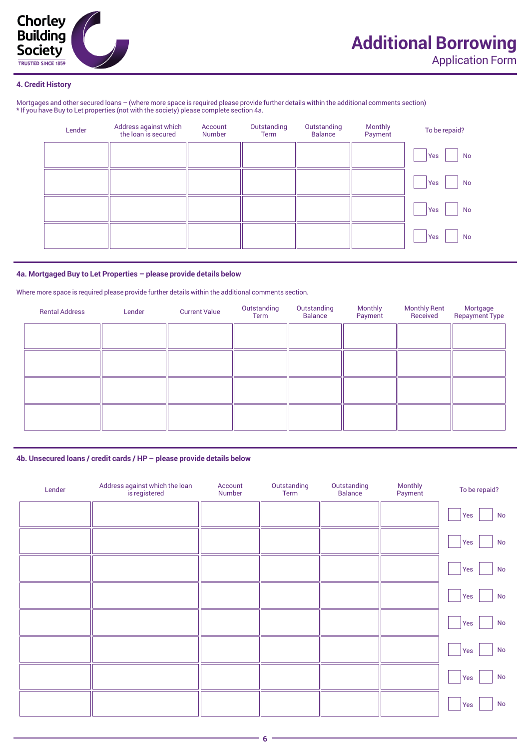Chorley Building Society
TRUSTED SINCE 1859

# Additional Borrowing
## Application Form

### 4. Credit History

Mortgages and other secured loans – (where more space is required please provide further details within the additional comments section)
* If you have Buy to Let properties (not with the society) please complete section 4a.

| Lender | Address against which the loan is secured | Account Number | Outstanding Term | Outstanding Balance | Monthly Payment | To be repaid? |
|---|---|---|---|---|---|---|
| | | | | | | Yes ☐ No ☐ |
| | | | | | | Yes ☐ No ☐ |
| | | | | | | Yes ☐ No ☐ |
| | | | | | | Yes ☐ No ☐ |

### 4a. Mortgaged Buy to Let Properties – please provide details below

Where more space is required please provide further details within the additional comments section.

| Rental Address | Lender | Current Value | Outstanding Term | Outstanding Balance | Monthly Payment | Monthly Rent Received | Mortgage Repayment Type |
|---|---|---|---|---|---|---|---|
| | | | | | | | |
| | | | | | | | |
| | | | | | | | |
| | | | | | | | |

### 4b. Unsecured loans / credit cards / HP – please provide details below

| Lender | Address against which the loan is registered | Account Number | Outstanding Term | Outstanding Balance | Monthly Payment | To be repaid? |
|---|---|---|---|---|---|---|
| | | | | | | Yes ☐ No ☐ |
| | | | | | | Yes ☐ No ☐ |
| | | | | | | Yes ☐ No ☐ |
| | | | | | | Yes ☐ No ☐ |
| | | | | | | Yes ☐ No ☐ |
| | | | | | | Yes ☐ No ☐ |
| | | | | | | Yes ☐ No ☐ |
| | | | | | | Yes ☐ No ☐ |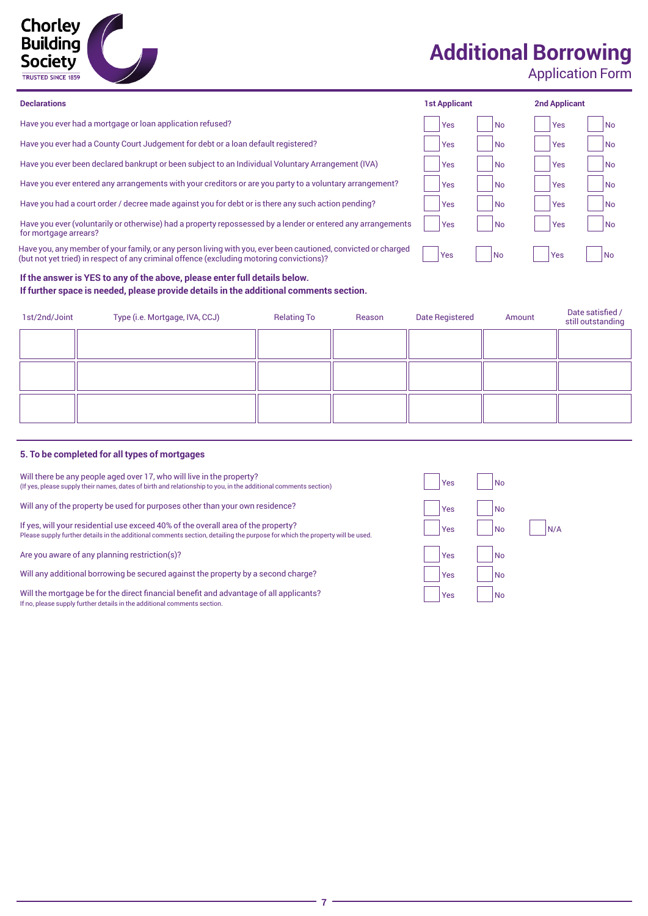# Additional Borrowing
Application Form

## Declarations

| Declarations | 1st Applicant | | 2nd Applicant | |
|---|---|---|---|---|
| Have you ever had a mortgage or loan application refused? | Yes | No | Yes | No |
| Have you ever had a County Court Judgement for debt or a loan default registered? | Yes | No | Yes | No |
| Have you ever been declared bankrupt or been subject to an Individual Voluntary Arrangement (IVA) | Yes | No | Yes | No |
| Have you ever entered any arrangements with your creditors or are you party to a voluntary arrangement? | Yes | No | Yes | No |
| Have you had a court order / decree made against you for debt or is there any such action pending? | Yes | No | Yes | No |
| Have you ever (voluntarily or otherwise) had a property repossessed by a lender or entered any arrangements for mortgage arrears? | Yes | No | Yes | No |
| Have you, any member of your family, or any person living with you, ever been cautioned, convicted or charged (but not yet tried) in respect of any criminal offence (excluding motoring convictions)? | Yes | No | Yes | No |

**If the answer is YES to any of the above, please enter full details below.**
**If further space is needed, please provide details in the additional comments section.**

| 1st/2nd/Joint | Type (i.e. Mortgage, IVA, CCJ) | Relating To | Reason | Date Registered | Amount | Date satisfied / still outstanding |
|---|---|---|---|---|---|---|
| | | | | | | |
| | | | | | | |
| | | | | | | |

## 5. To be completed for all types of mortgages

| Question | | | |
|---|---|---|---|
| Will there be any people aged over 17, who will live in the property?<br>(If yes, please supply their names, dates of birth and relationship to you, in the additional comments section) | Yes | No | |
| Will any of the property be used for purposes other than your own residence? | Yes | No | |
| If yes, will your residential use exceed 40% of the overall area of the property?<br>Please supply further details in the additional comments section, detailing the purpose for which the property will be used. | Yes | No | N/A |
| Are you aware of any planning restriction(s)? | Yes | No | |
| Will any additional borrowing be secured against the property by a second charge? | Yes | No | |
| Will the mortgage be for the direct financial benefit and advantage of all applicants?<br>If no, please supply further details in the additional comments section. | Yes | No | |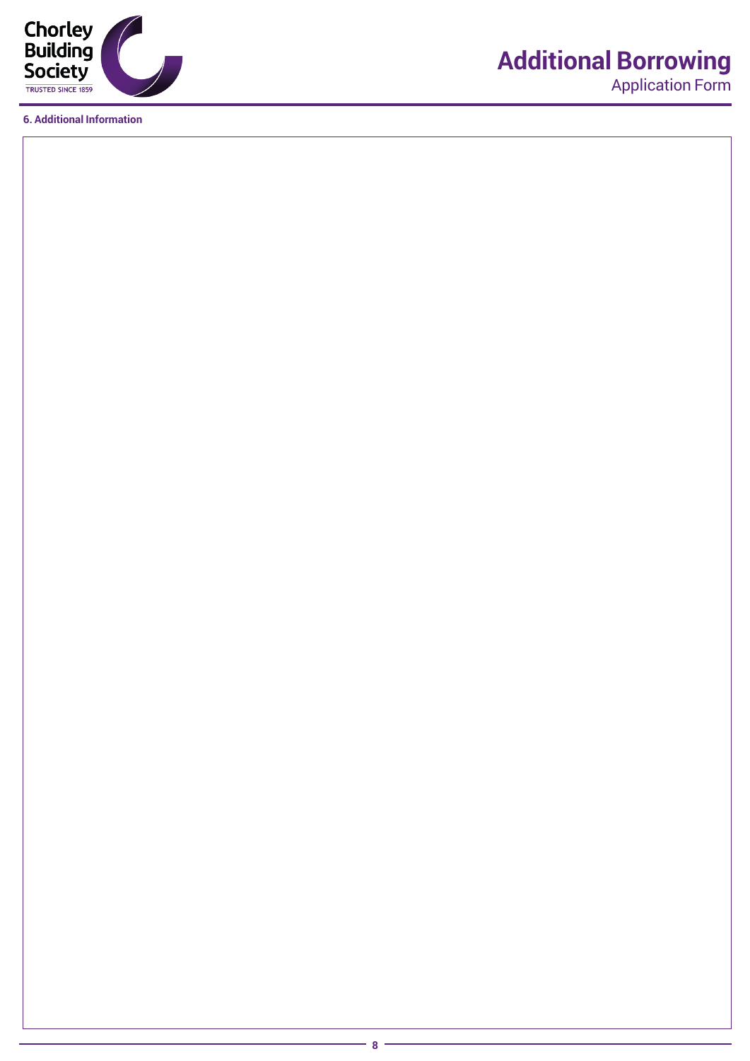## 6. Additional Information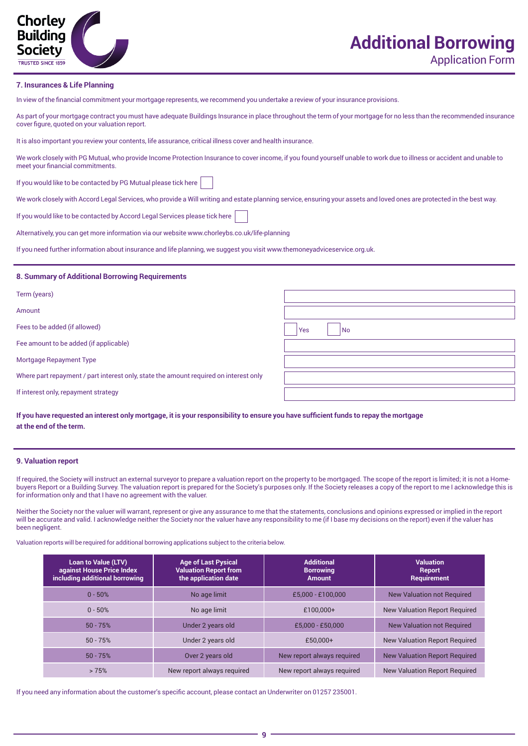## 7. Insurances & Life Planning

In view of the financial commitment your mortgage represents, we recommend you undertake a review of your insurance provisions.

As part of your mortgage contract you must have adequate Buildings Insurance in place throughout the term of your mortgage for no less than the recommended insurance cover figure, quoted on your valuation report.

It is also important you review your contents, life assurance, critical illness cover and health insurance.

We work closely with PG Mutual, who provide Income Protection Insurance to cover income, if you found yourself unable to work due to illness or accident and unable to meet your financial commitments.

If you would like to be contacted by PG Mutual please tick here ☐

We work closely with Accord Legal Services, who provide a Will writing and estate planning service, ensuring your assets and loved ones are protected in the best way.

If you would like to be contacted by Accord Legal Services please tick here ☐

Alternatively, you can get more information via our website www.chorleybs.co.uk/life-planning

If you need further information about insurance and life planning, we suggest you visit www.themoneyadviceservice.org.uk.

## 8. Summary of Additional Borrowing Requirements

| | |
|---|---|
| Term (years) | |
| Amount | |
| Fees to be added (if allowed) | ☐ Yes ☐ No |
| Fee amount to be added (if applicable) | |
| Mortgage Repayment Type | |
| Where part repayment / part interest only, state the amount required on interest only | |
| If interest only, repayment strategy | |

**If you have requested an interest only mortgage, it is your responsibility to ensure you have sufficient funds to repay the mortgage at the end of the term.**

## 9. Valuation report

If required, the Society will instruct an external surveyor to prepare a valuation report on the property to be mortgaged. The scope of the report is limited; it is not a Home-buyers Report or a Building Survey. The valuation report is prepared for the Society's purposes only. If the Society releases a copy of the report to me I acknowledge this is for information only and that I have no agreement with the valuer.

Neither the Society nor the valuer will warrant, represent or give any assurance to me that the statements, conclusions and opinions expressed or implied in the report will be accurate and valid. I acknowledge neither the Society nor the valuer have any responsibility to me (if I base my decisions on the report) even if the valuer has been negligent.

Valuation reports will be required for additional borrowing applications subject to the criteria below.

| Loan to Value (LTV) against House Price Index including additional borrowing | Age of Last Pysical Valuation Report from the application date | Additional Borrowing Amount | Valuation Report Requirement |
|---|---|---|---|
| 0 - 50% | No age limit | £5,000 - £100,000 | New Valuation not Required |
| 0 - 50% | No age limit | £100,000+ | New Valuation Report Required |
| 50 - 75% | Under 2 years old | £5,000 - £50,000 | New Valuation not Required |
| 50 - 75% | Under 2 years old | £50,000+ | New Valuation Report Required |
| 50 - 75% | Over 2 years old | New report always required | New Valuation Report Required |
| > 75% | New report always required | New report always required | New Valuation Report Required |

If you need any information about the customer's specific account, please contact an Underwriter on 01257 235001.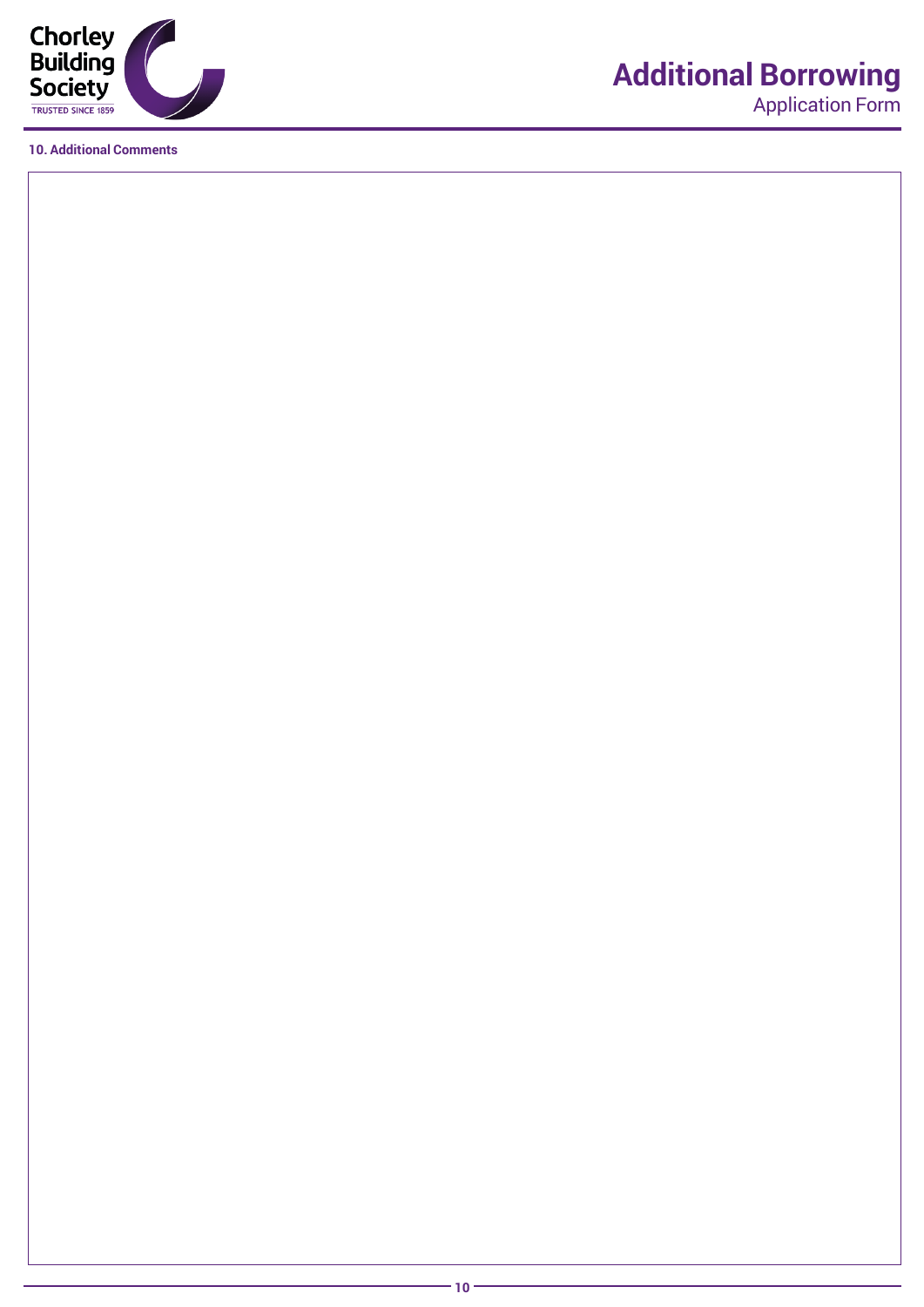**10. Additional Comments**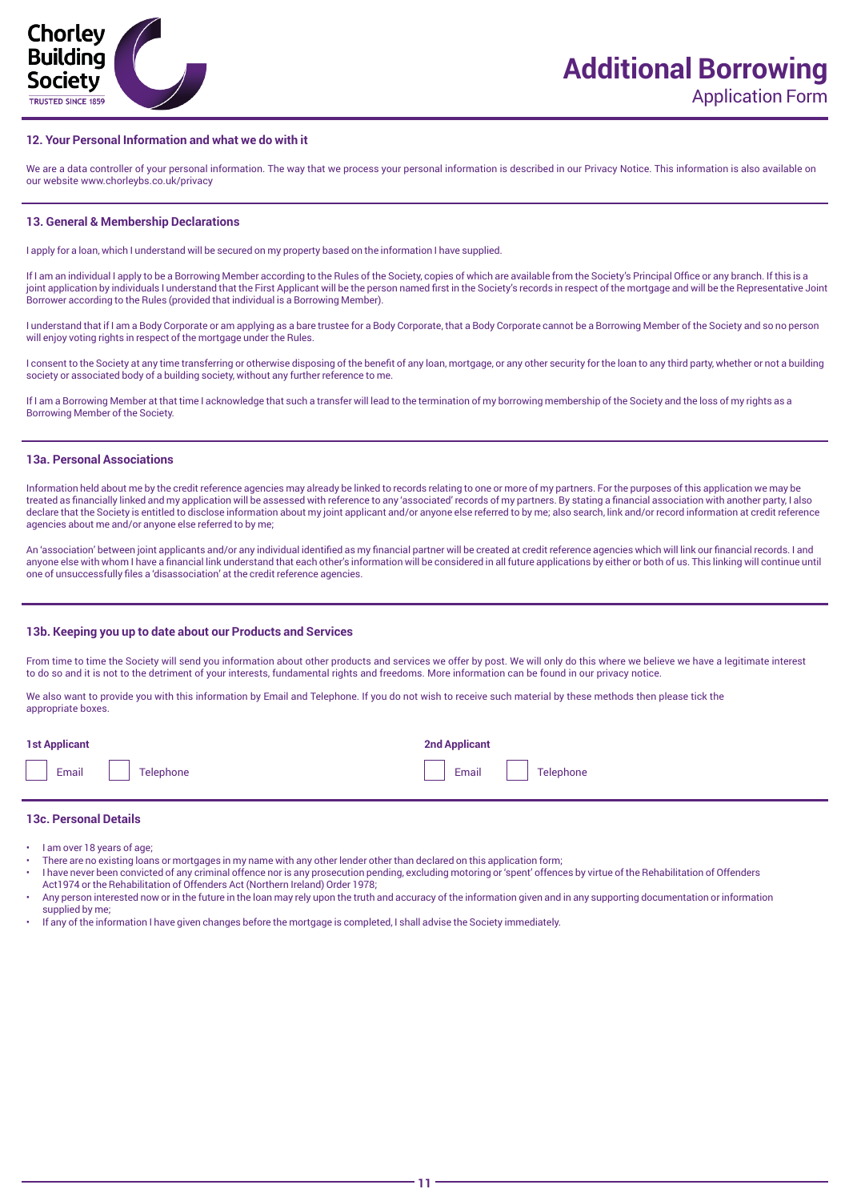## 12. Your Personal Information and what we do with it

We are a data controller of your personal information. The way that we process your personal information is described in our Privacy Notice. This information is also available on our website www.chorleybs.co.uk/privacy

## 13. General & Membership Declarations

I apply for a loan, which I understand will be secured on my property based on the information I have supplied.

If I am an individual I apply to be a Borrowing Member according to the Rules of the Society, copies of which are available from the Society's Principal Office or any branch. If this is a joint application by individuals I understand that the First Applicant will be the person named first in the Society's records in respect of the mortgage and will be the Representative Joint Borrower according to the Rules (provided that individual is a Borrowing Member).

I understand that if I am a Body Corporate or am applying as a bare trustee for a Body Corporate, that a Body Corporate cannot be a Borrowing Member of the Society and so no person will enjoy voting rights in respect of the mortgage under the Rules.

I consent to the Society at any time transferring or otherwise disposing of the benefit of any loan, mortgage, or any other security for the loan to any third party, whether or not a building society or associated body of a building society, without any further reference to me.

If I am a Borrowing Member at that time I acknowledge that such a transfer will lead to the termination of my borrowing membership of the Society and the loss of my rights as a Borrowing Member of the Society.

## 13a. Personal Associations

Information held about me by the credit reference agencies may already be linked to records relating to one or more of my partners. For the purposes of this application we may be treated as financially linked and my application will be assessed with reference to any 'associated' records of my partners. By stating a financial association with another party, I also declare that the Society is entitled to disclose information about my joint applicant and/or anyone else referred to by me; also search, link and/or record information at credit reference agencies about me and/or anyone else referred to by me;

An 'association' between joint applicants and/or any individual identified as my financial partner will be created at credit reference agencies which will link our financial records. I and anyone else with whom I have a financial link understand that each other's information will be considered in all future applications by either or both of us. This linking will continue until one of unsuccessfully files a 'disassociation' at the credit reference agencies.

## 13b. Keeping you up to date about our Products and Services

From time to time the Society will send you information about other products and services we offer by post. We will only do this where we believe we have a legitimate interest to do so and it is not to the detriment of your interests, fundamental rights and freedoms. More information can be found in our privacy notice.

We also want to provide you with this information by Email and Telephone. If you do not wish to receive such material by these methods then please tick the appropriate boxes.

| 1st Applicant | | 2nd Applicant | |
|---|---|---|---|
| ☐ Email | ☐ Telephone | ☐ Email | ☐ Telephone |

## 13c. Personal Details

- I am over 18 years of age;
- There are no existing loans or mortgages in my name with any other lender other than declared on this application form;
- I have never been convicted of any criminal offence nor is any prosecution pending, excluding motoring or 'spent' offences by virtue of the Rehabilitation of Offenders Act1974 or the Rehabilitation of Offenders Act (Northern Ireland) Order 1978;
- Any person interested now or in the future in the loan may rely upon the truth and accuracy of the information given and in any supporting documentation or information supplied by me;
- If any of the information I have given changes before the mortgage is completed, I shall advise the Society immediately.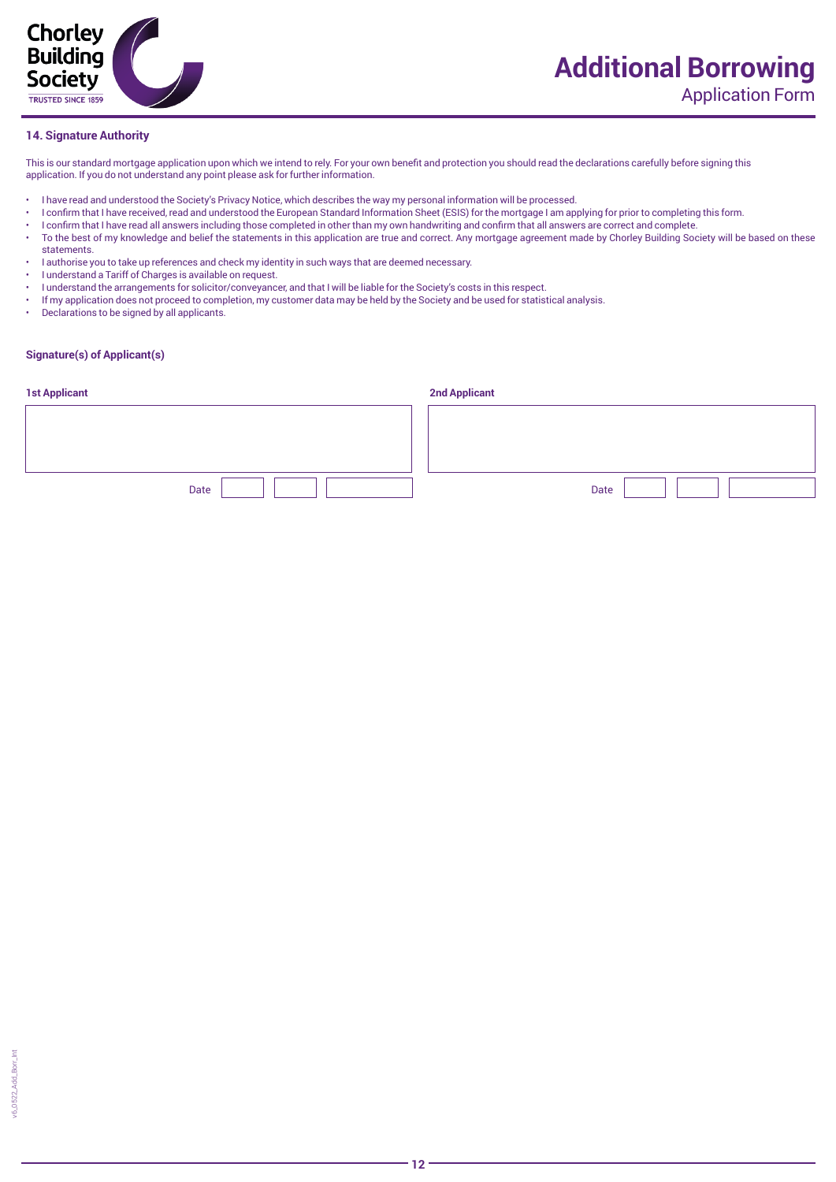# Additional Borrowing

Application Form

### 14. Signature Authority

This is our standard mortgage application upon which we intend to rely. For your own benefit and protection you should read the declarations carefully before signing this application. If you do not understand any point please ask for further information.

- I have read and understood the Society's Privacy Notice, which describes the way my personal information will be processed.
- I confirm that I have received, read and understood the European Standard Information Sheet (ESIS) for the mortgage I am applying for prior to completing this form.
- I confirm that I have read all answers including those completed in other than my own handwriting and confirm that all answers are correct and complete.
- To the best of my knowledge and belief the statements in this application are true and correct. Any mortgage agreement made by Chorley Building Society will be based on these statements.
- I authorise you to take up references and check my identity in such ways that are deemed necessary.
- I understand a Tariff of Charges is available on request.
- I understand the arrangements for solicitor/conveyancer, and that I will be liable for the Society's costs in this respect.
- If my application does not proceed to completion, my customer data may be held by the Society and be used for statistical analysis.
- Declarations to be signed by all applicants.

**Signature(s) of Applicant(s)**

| 1st Applicant | 2nd Applicant |
| --- | --- |
| | |
| Date | Date |

v6_0522_Add_Borr_Int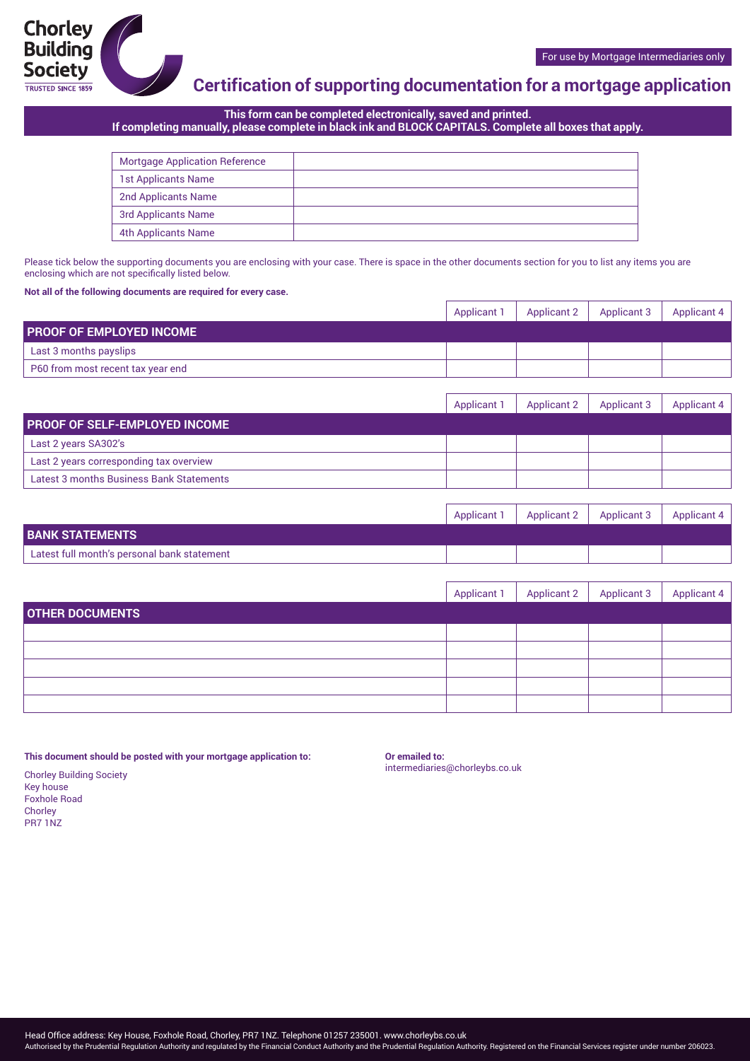Chorley Building Society

TRUSTED SINCE 1859

For use by Mortgage Intermediaries only

# Certification of supporting documentation for a mortgage application

**This form can be completed electronically, saved and printed.**
**If completing manually, please complete in black ink and BLOCK CAPITALS. Complete all boxes that apply.**

| | |
|---|---|
| Mortgage Application Reference | |
| 1st Applicants Name | |
| 2nd Applicants Name | |
| 3rd Applicants Name | |
| 4th Applicants Name | |

Please tick below the supporting documents you are enclosing with your case. There is space in the other documents section for you to list any items you are enclosing which are not specifically listed below.

**Not all of the following documents are required for every case.**

| | Applicant 1 | Applicant 2 | Applicant 3 | Applicant 4 |
|---|---|---|---|---|
| **PROOF OF EMPLOYED INCOME** | | | | |
| Last 3 months payslips | | | | |
| P60 from most recent tax year end | | | | |

| | Applicant 1 | Applicant 2 | Applicant 3 | Applicant 4 |
|---|---|---|---|---|
| **PROOF OF SELF-EMPLOYED INCOME** | | | | |
| Last 2 years SA302's | | | | |
| Last 2 years corresponding tax overview | | | | |
| Latest 3 months Business Bank Statements | | | | |

| | Applicant 1 | Applicant 2 | Applicant 3 | Applicant 4 |
|---|---|---|---|---|
| **BANK STATEMENTS** | | | | |
| Latest full month's personal bank statement | | | | |

| | Applicant 1 | Applicant 2 | Applicant 3 | Applicant 4 |
|---|---|---|---|---|
| **OTHER DOCUMENTS** | | | | |
| | | | | |
| | | | | |
| | | | | |
| | | | | |
| | | | | |

**This document should be posted with your mortgage application to:**

Chorley Building Society
Key house
Foxhole Road
Chorley
PR7 1NZ

**Or emailed to:**
intermediaries@chorleybs.co.uk

Head Office address: Key House, Foxhole Road, Chorley, PR7 1NZ. Telephone 01257 235001. www.chorleybs.co.uk
Authorised by the Prudential Regulation Authority and regulated by the Financial Conduct Authority and the Prudential Regulation Authority. Registered on the Financial Services register under number 206023.